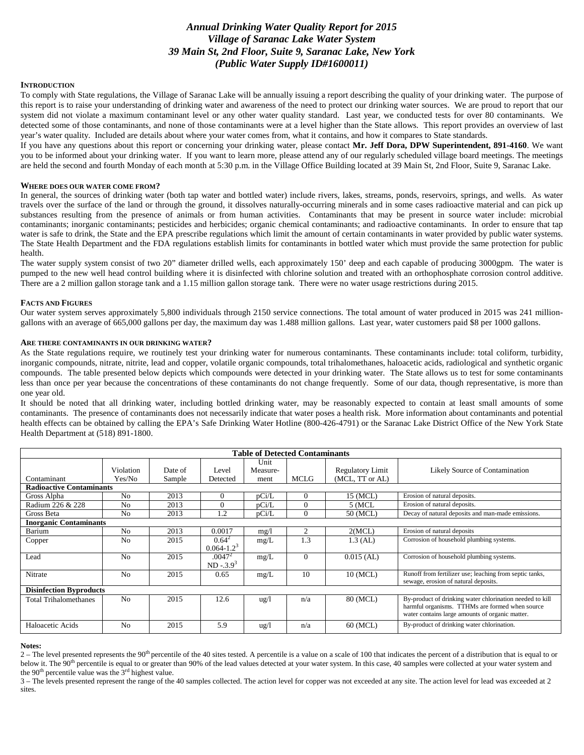# *Annual Drinking Water Quality Report for 2015*
## *Village of Saranac Lake Water System*
## *39 Main St, 2nd Floor, Suite 9, Saranac Lake, New York*
## *(Public Water Supply ID#1600011)*

### INTRODUCTION

To comply with State regulations, the Village of Saranac Lake will be annually issuing a report describing the quality of your drinking water. The purpose of this report is to raise your understanding of drinking water and awareness of the need to protect our drinking water sources. We are proud to report that our system did not violate a maximum contaminant level or any other water quality standard. Last year, we conducted tests for over 80 contaminants. We detected some of those contaminants, and none of those contaminants were at a level higher than the State allows. This report provides an overview of last year's water quality. Included are details about where your water comes from, what it contains, and how it compares to State standards.

If you have any questions about this report or concerning your drinking water, please contact **Mr. Jeff Dora, DPW Superintendent, 891-4160**. We want you to be informed about your drinking water. If you want to learn more, please attend any of our regularly scheduled village board meetings. The meetings are held the second and fourth Monday of each month at 5:30 p.m. in the Village Office Building located at 39 Main St, 2nd Floor, Suite 9, Saranac Lake.

### WHERE DOES OUR WATER COME FROM?

In general, the sources of drinking water (both tap water and bottled water) include rivers, lakes, streams, ponds, reservoirs, springs, and wells. As water travels over the surface of the land or through the ground, it dissolves naturally-occurring minerals and in some cases radioactive material and can pick up substances resulting from the presence of animals or from human activities. Contaminants that may be present in source water include: microbial contaminants; inorganic contaminants; pesticides and herbicides; organic chemical contaminants; and radioactive contaminants. In order to ensure that tap water is safe to drink, the State and the EPA prescribe regulations which limit the amount of certain contaminants in water provided by public water systems. The State Health Department and the FDA regulations establish limits for contaminants in bottled water which must provide the same protection for public health.

The water supply system consist of two 20" diameter drilled wells, each approximately 150' deep and each capable of producing 3000gpm. The water is pumped to the new well head control building where it is disinfected with chlorine solution and treated with an orthophosphate corrosion control additive. There are a 2 million gallon storage tank and a 1.15 million gallon storage tank. There were no water usage restrictions during 2015.

### FACTS AND FIGURES

Our water system serves approximately 5,800 individuals through 2150 service connections. The total amount of water produced in 2015 was 241 million-gallons with an average of 665,000 gallons per day, the maximum day was 1.488 million gallons. Last year, water customers paid $8 per 1000 gallons.

### ARE THERE CONTAMINANTS IN OUR DRINKING WATER?

As the State regulations require, we routinely test your drinking water for numerous contaminants. These contaminants include: total coliform, turbidity, inorganic compounds, nitrate, nitrite, lead and copper, volatile organic compounds, total trihalomethanes, haloacetic acids, radiological and synthetic organic compounds. The table presented below depicts which compounds were detected in your drinking water. The State allows us to test for some contaminants less than once per year because the concentrations of these contaminants do not change frequently. Some of our data, though representative, is more than one year old.

It should be noted that all drinking water, including bottled drinking water, may be reasonably expected to contain at least small amounts of some contaminants. The presence of contaminants does not necessarily indicate that water poses a health risk. More information about contaminants and potential health effects can be obtained by calling the EPA's Safe Drinking Water Hotline (800-426-4791) or the Saranac Lake District Office of the New York State Health Department at (518) 891-1800.

**Table of Detected Contaminants**

| Contaminant | Violation Yes/No | Date of Sample | Level Detected | Unit Measure-ment | MCLG | Regulatory Limit (MCL, TT or AL) | Likely Source of Contamination |
|---|---|---|---|---|---|---|---|
| **Radioactive Contaminants** | | | | | | | |
| Gross Alpha | No | 2013 | 0 | pCi/L | 0 | 15 (MCL) | Erosion of natural deposits. |
| Radium 226 & 228 | No | 2013 | 0 | pCi/L | 0 | 5 (MCL | Erosion of natural deposits. |
| Gross Beta | No | 2013 | 1.2 | pCi/L | 0 | 50 (MCL) | Decay of natural deposits and man-made emissions. |
| **Inorganic Contaminants** | | | | | | | |
| Barium | No | 2013 | 0.0017 | mg/l | 2 | 2(MCL) | Erosion of natural deposits |
| Copper | No | 2015 | 0.64[2] 0.064-1.2[3] | mg/L | 1.3 | 1.3 (AL) | Corrosion of household plumbing systems. |
| Lead | No | 2015 | .0047[2] ND -.3.9[3] | mg/L | 0 | 0.015 (AL) | Corrosion of household plumbing systems. |
| Nitrate | No | 2015 | 0.65 | mg/L | 10 | 10 (MCL) | Runoff from fertilizer use; leaching from septic tanks, sewage, erosion of natural deposits. |
| **Disinfection Byproducts** | | | | | | | |
| Total Trihalomethanes | No | 2015 | 12.6 | ug/l | n/a | 80 (MCL) | By-product of drinking water chlorination needed to kill harmful organisms. TTHMs are formed when source water contains large amounts of organic matter. |
| Haloacetic Acids | No | 2015 | 5.9 | ug/l | n/a | 60 (MCL) | By-product of drinking water chlorination. |

**Notes:**

2 – The level presented represents the 90th percentile of the 40 sites tested. A percentile is a value on a scale of 100 that indicates the percent of a distribution that is equal to or below it. The 90th percentile is equal to or greater than 90% of the lead values detected at your water system. In this case, 40 samples were collected at your water system and the 90th percentile value was the 3rd highest value.

3 – The levels presented represent the range of the 40 samples collected. The action level for copper was not exceeded at any site. The action level for lead was exceeded at 2 sites.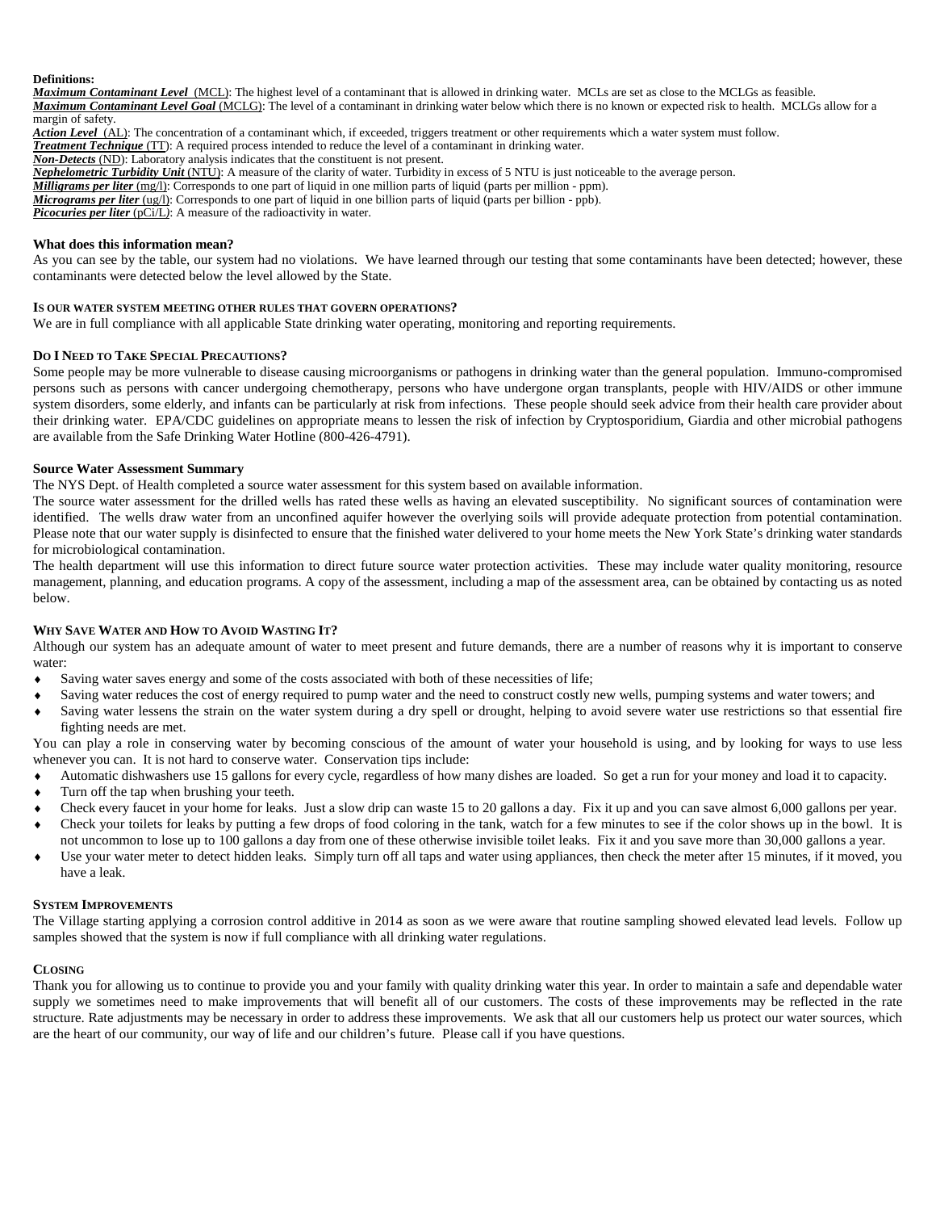**Definitions:**

***Maximum Contaminant Level*** (MCL): The highest level of a contaminant that is allowed in drinking water. MCLs are set as close to the MCLGs as feasible.

***Maximum Contaminant Level Goal*** (MCLG): The level of a contaminant in drinking water below which there is no known or expected risk to health. MCLGs allow for a margin of safety.

***Action Level*** (AL): The concentration of a contaminant which, if exceeded, triggers treatment or other requirements which a water system must follow.

***Treatment Technique*** (TT): A required process intended to reduce the level of a contaminant in drinking water.

***Non-Detects*** (ND): Laboratory analysis indicates that the constituent is not present.

***Nephelometric Turbidity Unit*** (NTU): A measure of the clarity of water. Turbidity in excess of 5 NTU is just noticeable to the average person.

***Milligrams per liter*** (mg/l): Corresponds to one part of liquid in one million parts of liquid (parts per million - ppm).

***Micrograms per liter*** (ug/l): Corresponds to one part of liquid in one billion parts of liquid (parts per billion - ppb).

***Picocuries per liter*** (pCi/L): A measure of the radioactivity in water.

**What does this information mean?**

As you can see by the table, our system had no violations. We have learned through our testing that some contaminants have been detected; however, these contaminants were detected below the level allowed by the State.

**IS OUR WATER SYSTEM MEETING OTHER RULES THAT GOVERN OPERATIONS?**

We are in full compliance with all applicable State drinking water operating, monitoring and reporting requirements.

**DO I NEED TO TAKE SPECIAL PRECAUTIONS?**

Some people may be more vulnerable to disease causing microorganisms or pathogens in drinking water than the general population. Immuno-compromised persons such as persons with cancer undergoing chemotherapy, persons who have undergone organ transplants, people with HIV/AIDS or other immune system disorders, some elderly, and infants can be particularly at risk from infections. These people should seek advice from their health care provider about their drinking water. EPA/CDC guidelines on appropriate means to lessen the risk of infection by Cryptosporidium, Giardia and other microbial pathogens are available from the Safe Drinking Water Hotline (800-426-4791).

**Source Water Assessment Summary**

The NYS Dept. of Health completed a source water assessment for this system based on available information.

The source water assessment for the drilled wells has rated these wells as having an elevated susceptibility. No significant sources of contamination were identified. The wells draw water from an unconfined aquifer however the overlying soils will provide adequate protection from potential contamination. Please note that our water supply is disinfected to ensure that the finished water delivered to your home meets the New York State's drinking water standards for microbiological contamination.

The health department will use this information to direct future source water protection activities. These may include water quality monitoring, resource management, planning, and education programs. A copy of the assessment, including a map of the assessment area, can be obtained by contacting us as noted below.

**WHY SAVE WATER AND HOW TO AVOID WASTING IT?**

Although our system has an adequate amount of water to meet present and future demands, there are a number of reasons why it is important to conserve water:

- Saving water saves energy and some of the costs associated with both of these necessities of life;
- Saving water reduces the cost of energy required to pump water and the need to construct costly new wells, pumping systems and water towers; and
- Saving water lessens the strain on the water system during a dry spell or drought, helping to avoid severe water use restrictions so that essential fire fighting needs are met.

You can play a role in conserving water by becoming conscious of the amount of water your household is using, and by looking for ways to use less whenever you can. It is not hard to conserve water. Conservation tips include:

- Automatic dishwashers use 15 gallons for every cycle, regardless of how many dishes are loaded. So get a run for your money and load it to capacity.
- Turn off the tap when brushing your teeth.
- Check every faucet in your home for leaks. Just a slow drip can waste 15 to 20 gallons a day. Fix it up and you can save almost 6,000 gallons per year.
- Check your toilets for leaks by putting a few drops of food coloring in the tank, watch for a few minutes to see if the color shows up in the bowl. It is not uncommon to lose up to 100 gallons a day from one of these otherwise invisible toilet leaks. Fix it and you save more than 30,000 gallons a year.
- Use your water meter to detect hidden leaks. Simply turn off all taps and water using appliances, then check the meter after 15 minutes, if it moved, you have a leak.

**SYSTEM IMPROVEMENTS**

The Village starting applying a corrosion control additive in 2014 as soon as we were aware that routine sampling showed elevated lead levels. Follow up samples showed that the system is now if full compliance with all drinking water regulations.

**CLOSING**

Thank you for allowing us to continue to provide you and your family with quality drinking water this year. In order to maintain a safe and dependable water supply we sometimes need to make improvements that will benefit all of our customers. The costs of these improvements may be reflected in the rate structure. Rate adjustments may be necessary in order to address these improvements. We ask that all our customers help us protect our water sources, which are the heart of our community, our way of life and our children's future. Please call if you have questions.